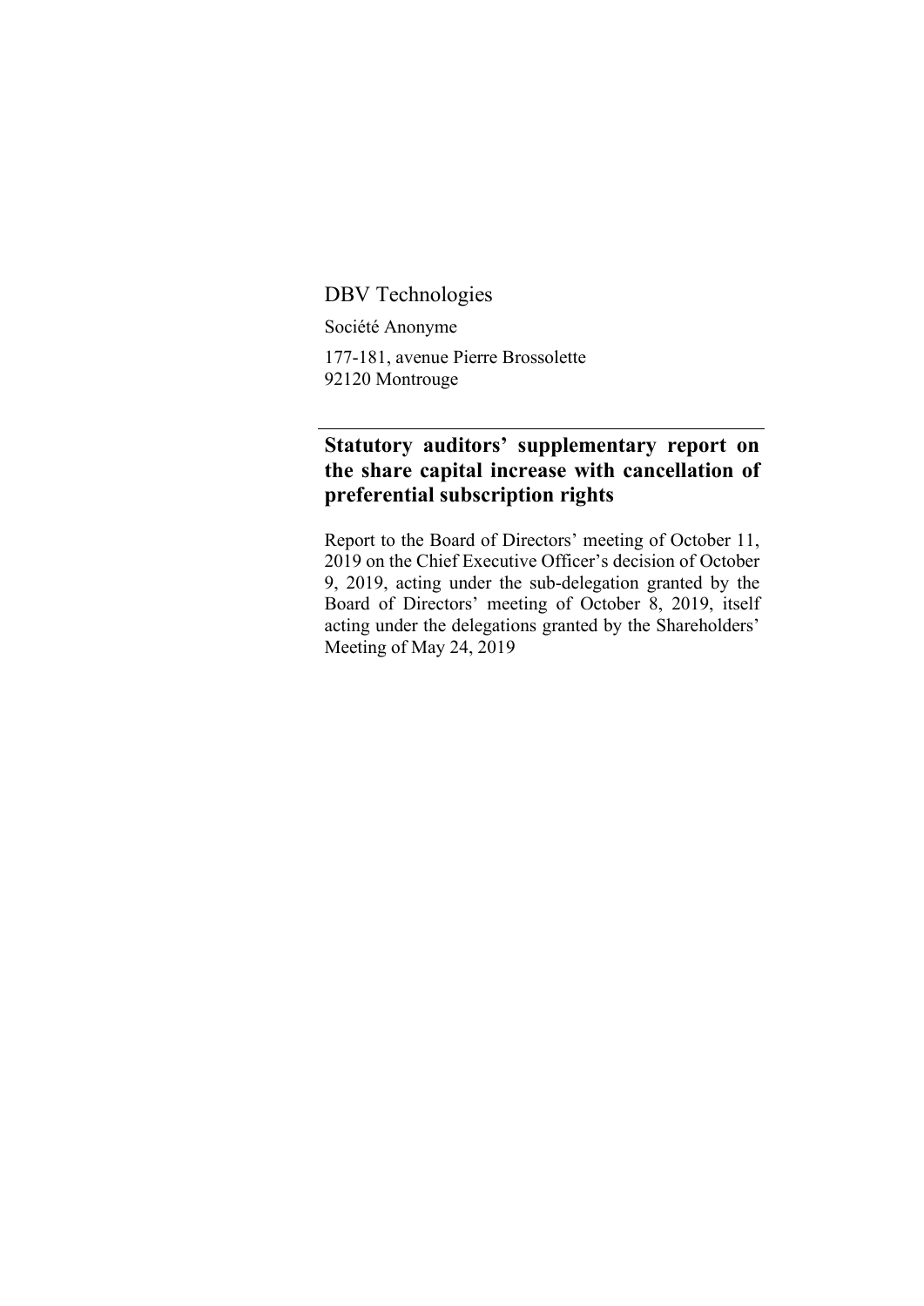DBV Technologies

Société Anonyme

177-181, avenue Pierre Brossolette
92120 Montrouge

---

# Statutory auditors' supplementary report on the share capital increase with cancellation of preferential subscription rights

Report to the Board of Directors' meeting of October 11, 2019 on the Chief Executive Officer's decision of October 9, 2019, acting under the sub-delegation granted by the Board of Directors' meeting of October 8, 2019, itself acting under the delegations granted by the Shareholders' Meeting of May 24, 2019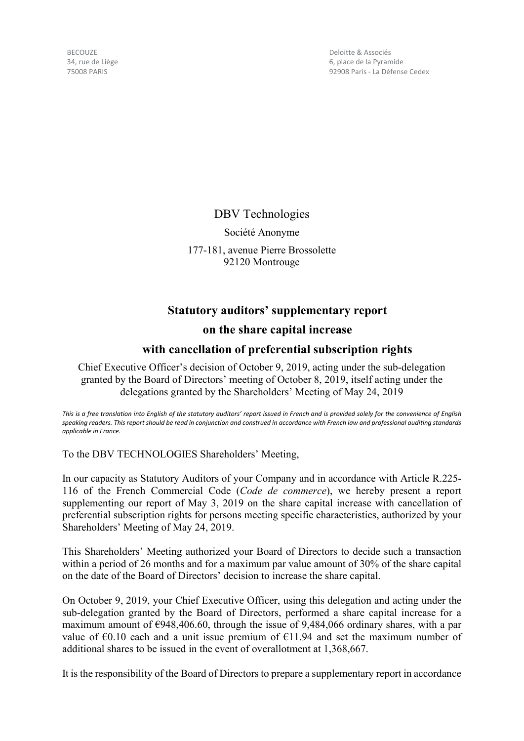BECOUZE
34, rue de Liège
75008 PARIS

Deloitte & Associés
6, place de la Pyramide
92908 Paris - La Défense Cedex

DBV Technologies

Société Anonyme

177-181, avenue Pierre Brossolette
92120 Montrouge

## Statutory auditors' supplementary report on the share capital increase with cancellation of preferential subscription rights

Chief Executive Officer's decision of October 9, 2019, acting under the sub-delegation granted by the Board of Directors' meeting of October 8, 2019, itself acting under the delegations granted by the Shareholders' Meeting of May 24, 2019

*This is a free translation into English of the statutory auditors' report issued in French and is provided solely for the convenience of English speaking readers. This report should be read in conjunction and construed in accordance with French law and professional auditing standards applicable in France.*

To the DBV TECHNOLOGIES Shareholders' Meeting,

In our capacity as Statutory Auditors of your Company and in accordance with Article R.225-116 of the French Commercial Code (*Code de commerce*), we hereby present a report supplementing our report of May 3, 2019 on the share capital increase with cancellation of preferential subscription rights for persons meeting specific characteristics, authorized by your Shareholders' Meeting of May 24, 2019.

This Shareholders' Meeting authorized your Board of Directors to decide such a transaction within a period of 26 months and for a maximum par value amount of 30% of the share capital on the date of the Board of Directors' decision to increase the share capital.

On October 9, 2019, your Chief Executive Officer, using this delegation and acting under the sub-delegation granted by the Board of Directors, performed a share capital increase for a maximum amount of €948,406.60, through the issue of 9,484,066 ordinary shares, with a par value of €0.10 each and a unit issue premium of €11.94 and set the maximum number of additional shares to be issued in the event of overallotment at 1,368,667.

It is the responsibility of the Board of Directors to prepare a supplementary report in accordance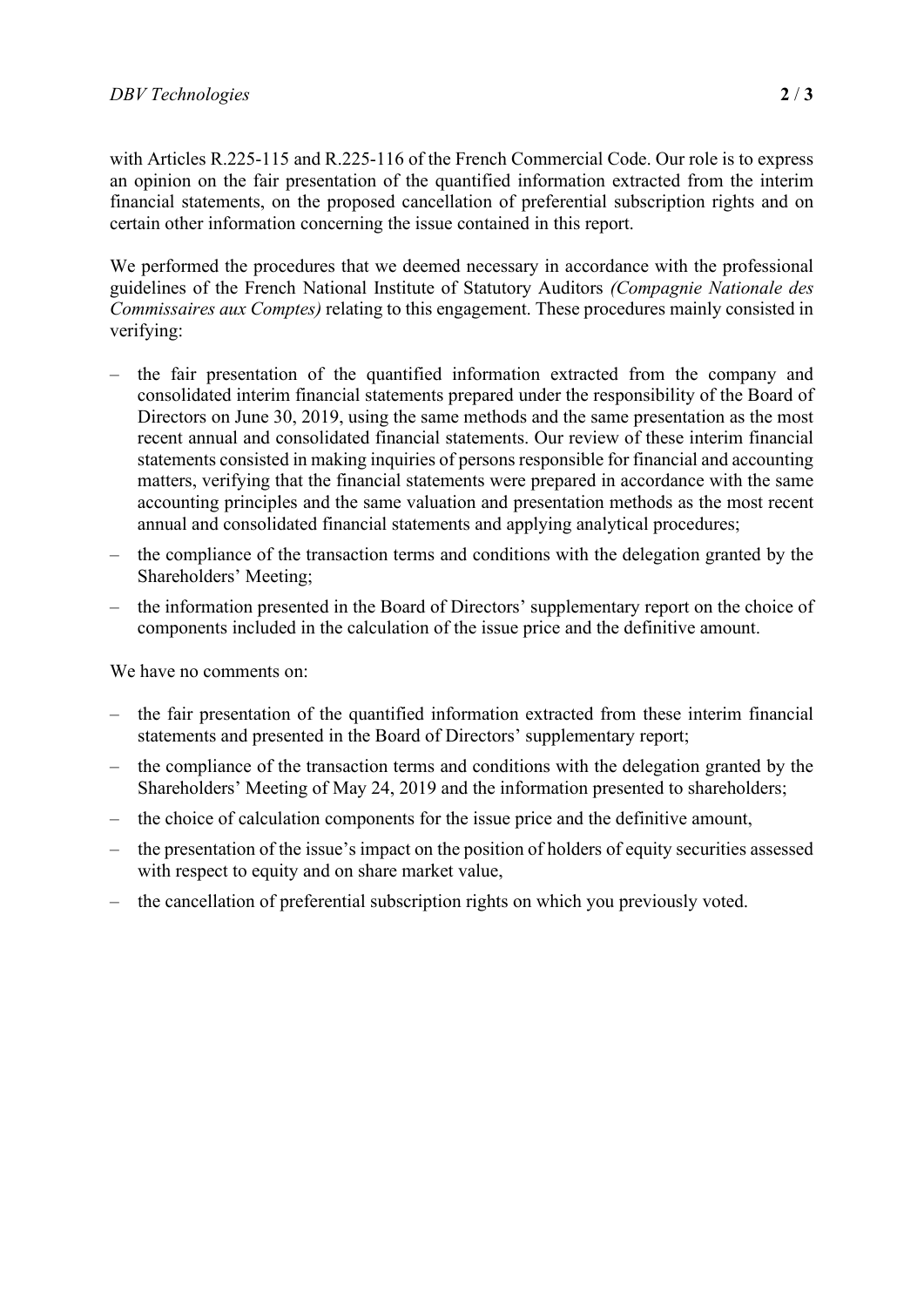with Articles R.225-115 and R.225-116 of the French Commercial Code. Our role is to express an opinion on the fair presentation of the quantified information extracted from the interim financial statements, on the proposed cancellation of preferential subscription rights and on certain other information concerning the issue contained in this report.

We performed the procedures that we deemed necessary in accordance with the professional guidelines of the French National Institute of Statutory Auditors *(Compagnie Nationale des Commissaires aux Comptes)* relating to this engagement. These procedures mainly consisted in verifying:

- the fair presentation of the quantified information extracted from the company and consolidated interim financial statements prepared under the responsibility of the Board of Directors on June 30, 2019, using the same methods and the same presentation as the most recent annual and consolidated financial statements. Our review of these interim financial statements consisted in making inquiries of persons responsible for financial and accounting matters, verifying that the financial statements were prepared in accordance with the same accounting principles and the same valuation and presentation methods as the most recent annual and consolidated financial statements and applying analytical procedures;
- the compliance of the transaction terms and conditions with the delegation granted by the Shareholders' Meeting;
- the information presented in the Board of Directors' supplementary report on the choice of components included in the calculation of the issue price and the definitive amount.

We have no comments on:

- the fair presentation of the quantified information extracted from these interim financial statements and presented in the Board of Directors' supplementary report;
- the compliance of the transaction terms and conditions with the delegation granted by the Shareholders' Meeting of May 24, 2019 and the information presented to shareholders;
- the choice of calculation components for the issue price and the definitive amount,
- the presentation of the issue's impact on the position of holders of equity securities assessed with respect to equity and on share market value,
- the cancellation of preferential subscription rights on which you previously voted.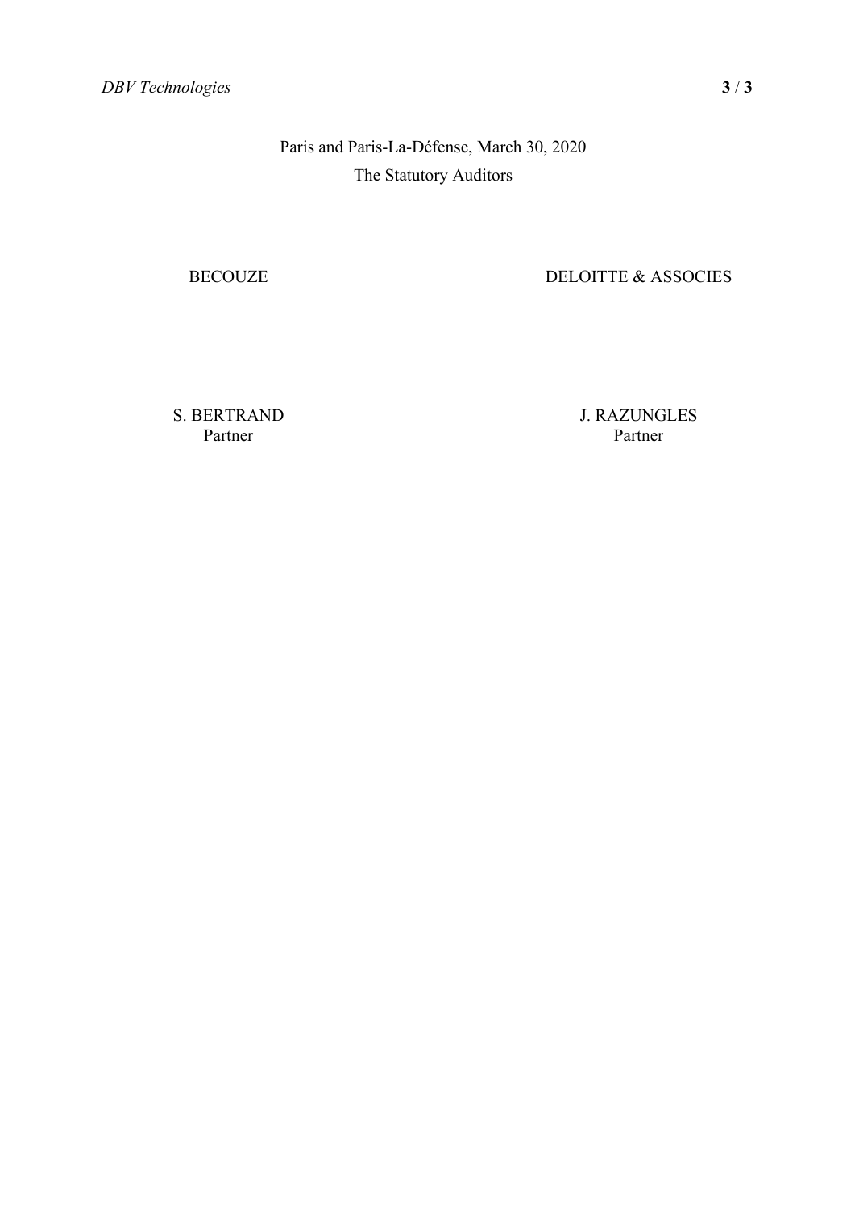Paris and Paris-La-Défense, March 30, 2020

The Statutory Auditors

| | |
|---|---|
| BECOUZE | DELOITTE & ASSOCIES |
| S. BERTRAND<br>Partner | J. RAZUNGLES<br>Partner |